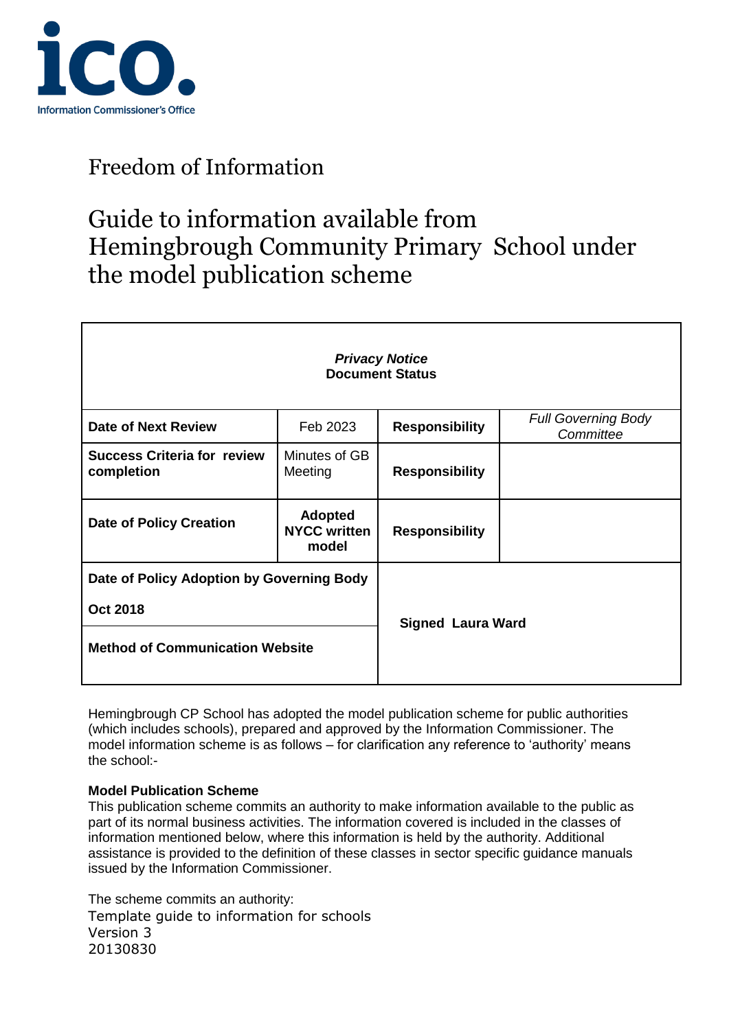ico.
Information Commissioner's Office

# Freedom of Information

# Guide to information available from Hemingbrough Community Primary School under the model publication scheme

| ***Privacy Notice*** **Document Status** | | | |
|---|---|---|---|
| **Date of Next Review** | Feb 2023 | **Responsibility** | *Full Governing Body Committee* |
| **Success Criteria for review completion** | Minutes of GB Meeting | **Responsibility** | |
| **Date of Policy Creation** | **Adopted NYCC written model** | **Responsibility** | |
| **Date of Policy Adoption by Governing Body** **Oct 2018** | | **Signed Laura Ward** | |
| **Method of Communication Website** | | | |

Hemingbrough CP School has adopted the model publication scheme for public authorities (which includes schools), prepared and approved by the Information Commissioner. The model information scheme is as follows – for clarification any reference to 'authority' means the school:-

**Model Publication Scheme**
This publication scheme commits an authority to make information available to the public as part of its normal business activities. The information covered is included in the classes of information mentioned below, where this information is held by the authority. Additional assistance is provided to the definition of these classes in sector specific guidance manuals issued by the Information Commissioner.

The scheme commits an authority:

Template guide to information for schools
Version 3
20130830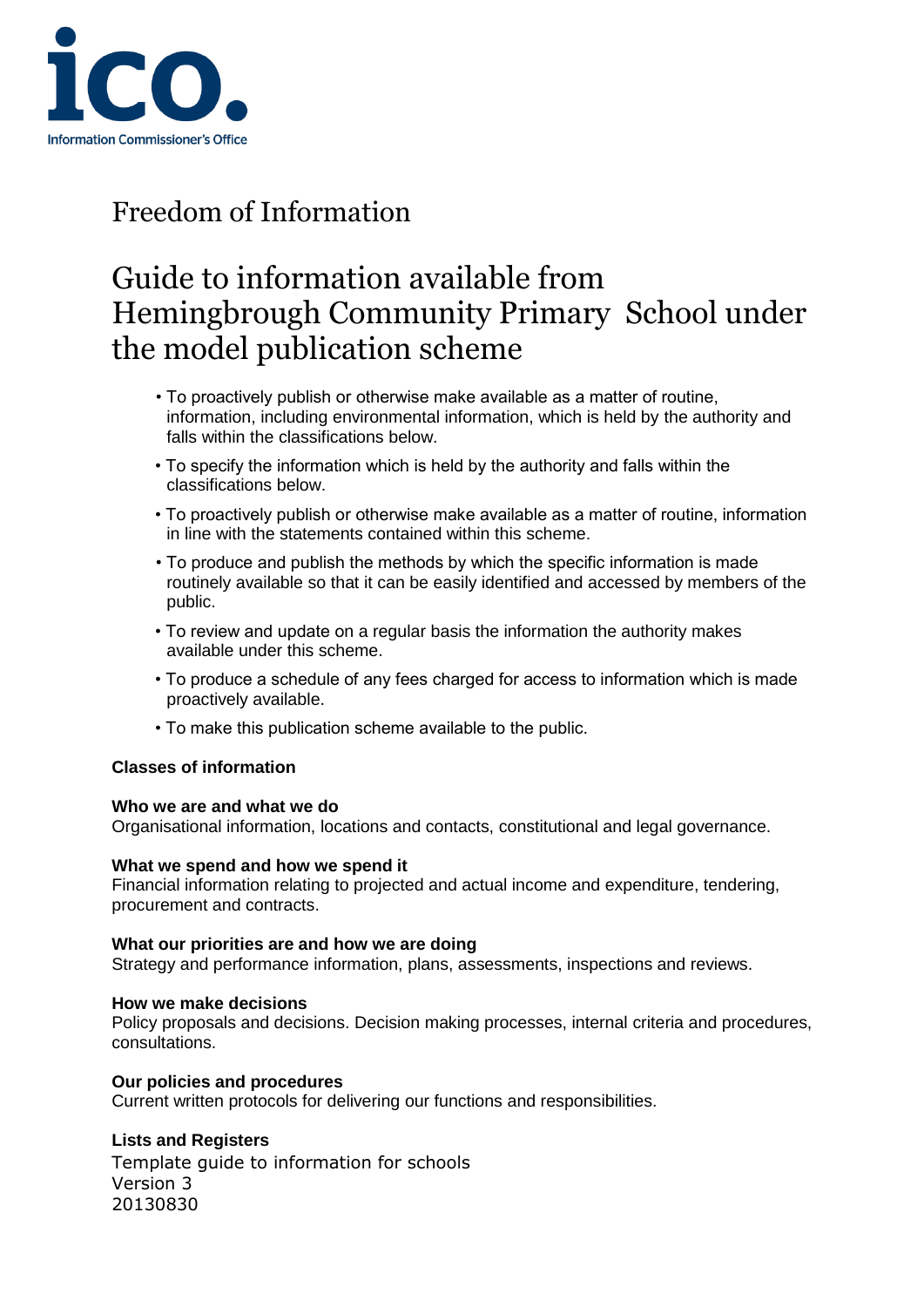# Freedom of Information

# Guide to information available from Hemingbrough Community Primary School under the model publication scheme

- To proactively publish or otherwise make available as a matter of routine, information, including environmental information, which is held by the authority and falls within the classifications below.
- To specify the information which is held by the authority and falls within the classifications below.
- To proactively publish or otherwise make available as a matter of routine, information in line with the statements contained within this scheme.
- To produce and publish the methods by which the specific information is made routinely available so that it can be easily identified and accessed by members of the public.
- To review and update on a regular basis the information the authority makes available under this scheme.
- To produce a schedule of any fees charged for access to information which is made proactively available.
- To make this publication scheme available to the public.

**Classes of information**

**Who we are and what we do**
Organisational information, locations and contacts, constitutional and legal governance.

**What we spend and how we spend it**
Financial information relating to projected and actual income and expenditure, tendering, procurement and contracts.

**What our priorities are and how we are doing**
Strategy and performance information, plans, assessments, inspections and reviews.

**How we make decisions**
Policy proposals and decisions. Decision making processes, internal criteria and procedures, consultations.

**Our policies and procedures**
Current written protocols for delivering our functions and responsibilities.

**Lists and Registers**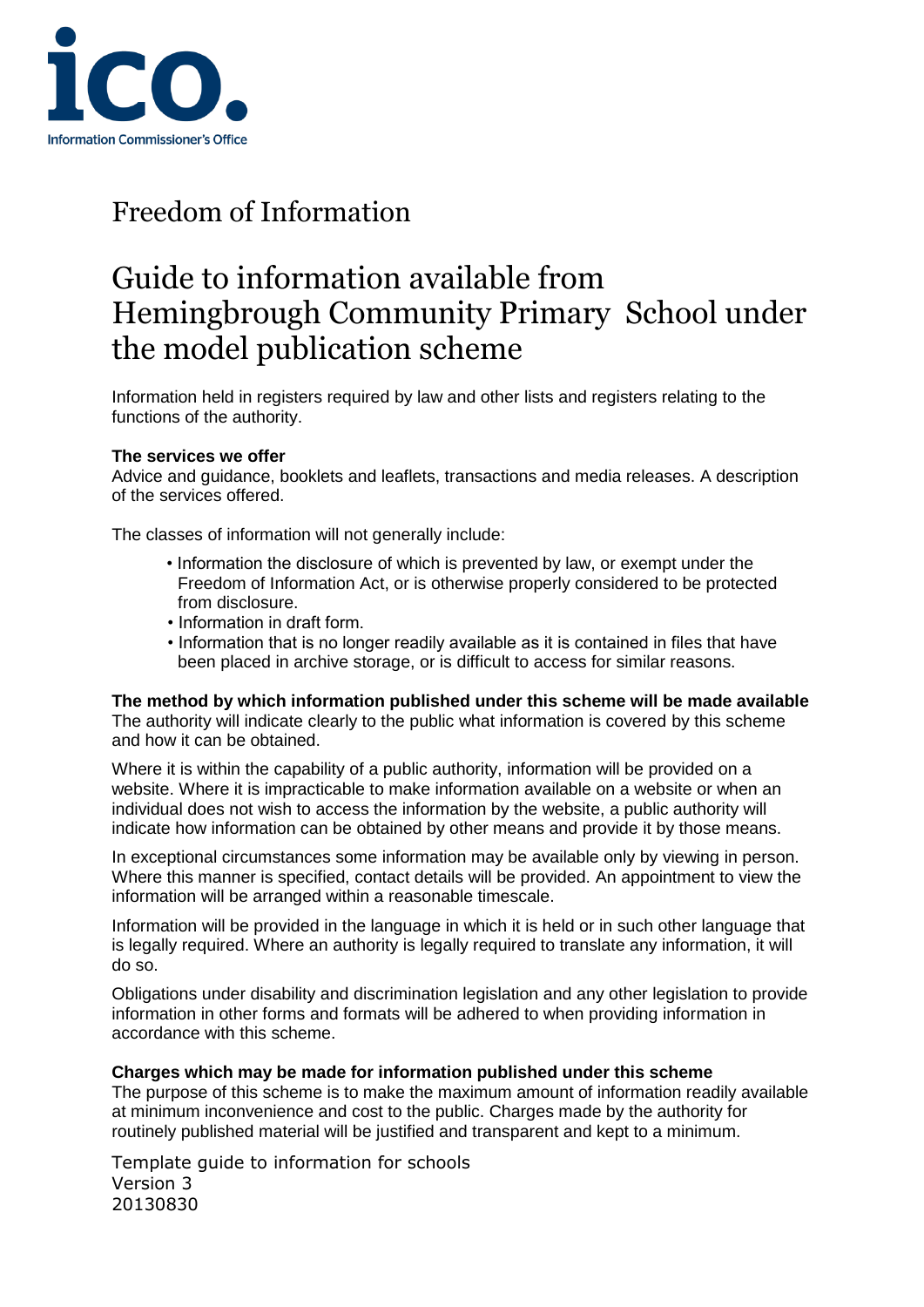# Freedom of Information

# Guide to information available from Hemingbrough Community Primary School under the model publication scheme

Information held in registers required by law and other lists and registers relating to the functions of the authority.

**The services we offer**
Advice and guidance, booklets and leaflets, transactions and media releases. A description of the services offered.

The classes of information will not generally include:

- Information the disclosure of which is prevented by law, or exempt under the Freedom of Information Act, or is otherwise properly considered to be protected from disclosure.
- Information in draft form.
- Information that is no longer readily available as it is contained in files that have been placed in archive storage, or is difficult to access for similar reasons.

**The method by which information published under this scheme will be made available**
The authority will indicate clearly to the public what information is covered by this scheme and how it can be obtained.

Where it is within the capability of a public authority, information will be provided on a website. Where it is impracticable to make information available on a website or when an individual does not wish to access the information by the website, a public authority will indicate how information can be obtained by other means and provide it by those means.

In exceptional circumstances some information may be available only by viewing in person. Where this manner is specified, contact details will be provided. An appointment to view the information will be arranged within a reasonable timescale.

Information will be provided in the language in which it is held or in such other language that is legally required. Where an authority is legally required to translate any information, it will do so.

Obligations under disability and discrimination legislation and any other legislation to provide information in other forms and formats will be adhered to when providing information in accordance with this scheme.

**Charges which may be made for information published under this scheme**
The purpose of this scheme is to make the maximum amount of information readily available at minimum inconvenience and cost to the public. Charges made by the authority for routinely published material will be justified and transparent and kept to a minimum.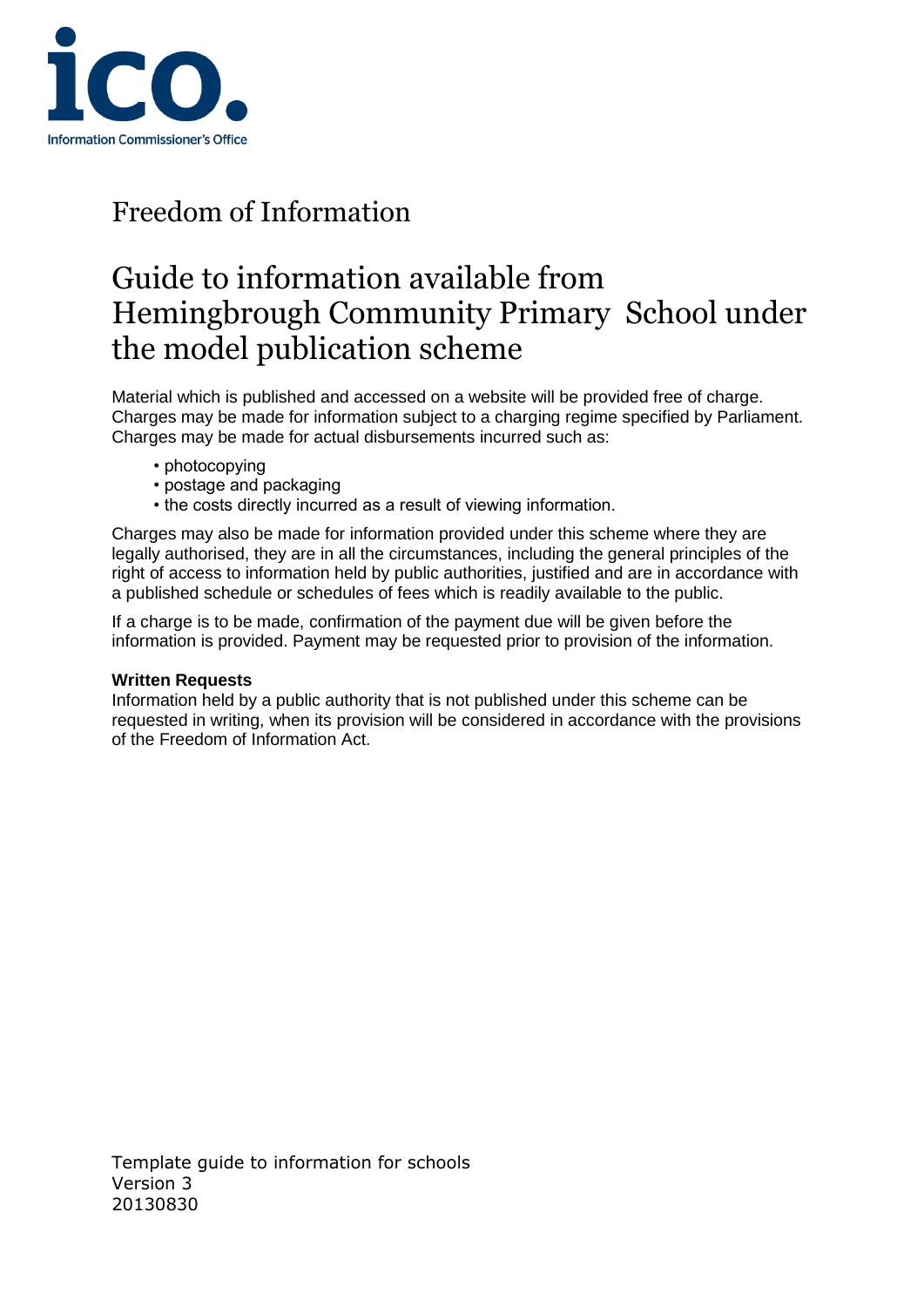ico. Information Commissioner's Office

# Freedom of Information

# Guide to information available from Hemingbrough Community Primary School under the model publication scheme

Material which is published and accessed on a website will be provided free of charge. Charges may be made for information subject to a charging regime specified by Parliament. Charges may be made for actual disbursements incurred such as:

- photocopying
- postage and packaging
- the costs directly incurred as a result of viewing information.

Charges may also be made for information provided under this scheme where they are legally authorised, they are in all the circumstances, including the general principles of the right of access to information held by public authorities, justified and are in accordance with a published schedule or schedules of fees which is readily available to the public.

If a charge is to be made, confirmation of the payment due will be given before the information is provided. Payment may be requested prior to provision of the information.

**Written Requests**
Information held by a public authority that is not published under this scheme can be requested in writing, when its provision will be considered in accordance with the provisions of the Freedom of Information Act.

Template guide to information for schools
Version 3
20130830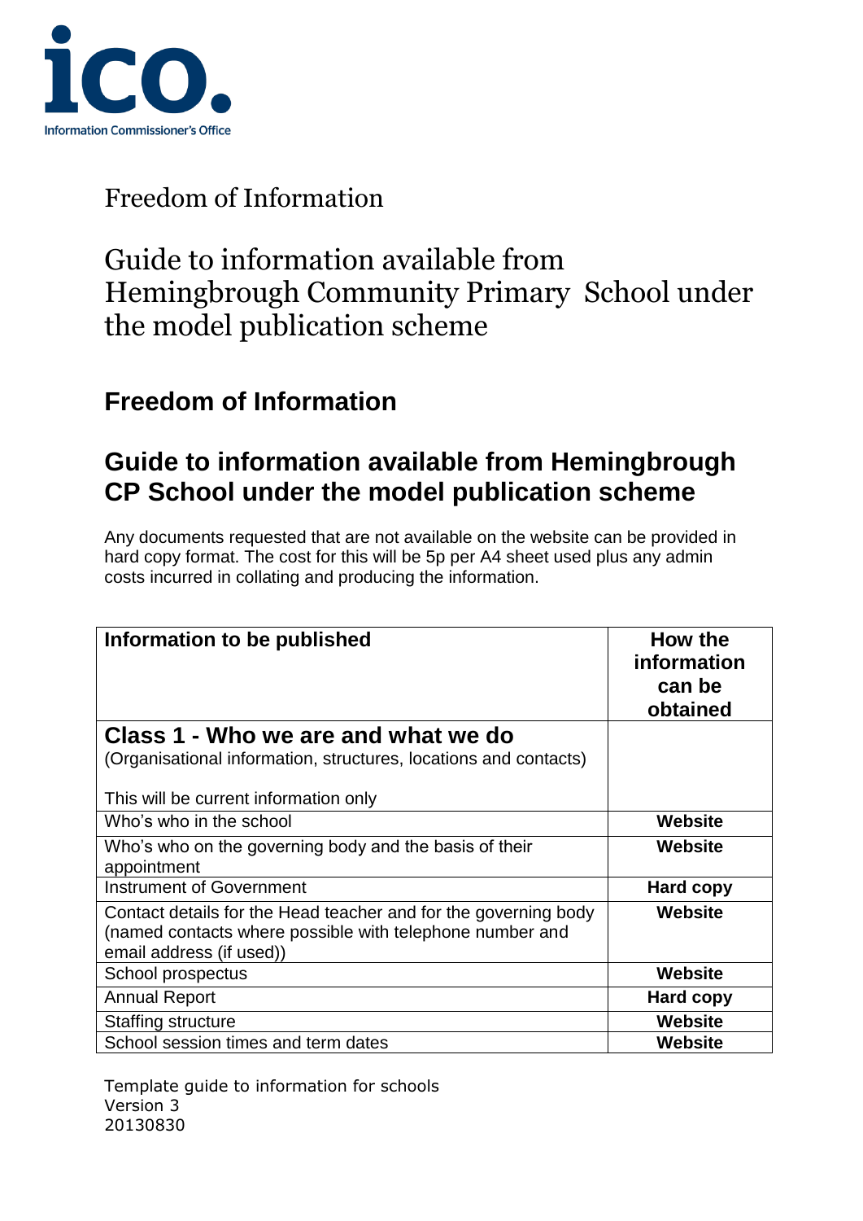Information Commissioner's Office

# Freedom of Information

# Guide to information available from Hemingbrough Community Primary School under the model publication scheme

## Freedom of Information

## Guide to information available from Hemingbrough CP School under the model publication scheme

Any documents requested that are not available on the website can be provided in hard copy format. The cost for this will be 5p per A4 sheet used plus any admin costs incurred in collating and producing the information.

| Information to be published | How the information can be obtained |
|---|---|
| **Class 1 - Who we are and what we do**<br>(Organisational information, structures, locations and contacts)<br><br>This will be current information only | |
| Who's who in the school | **Website** |
| Who's who on the governing body and the basis of their appointment | **Website** |
| Instrument of Government | **Hard copy** |
| Contact details for the Head teacher and for the governing body (named contacts where possible with telephone number and email address (if used)) | **Website** |
| School prospectus | **Website** |
| Annual Report | **Hard copy** |
| Staffing structure | **Website** |
| School session times and term dates | **Website** |

Template guide to information for schools
Version 3
20130830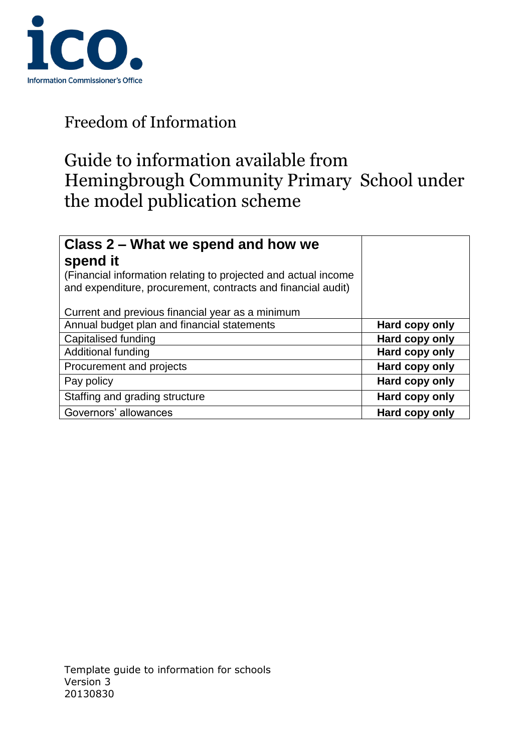Freedom of Information

# Guide to information available from Hemingbrough Community Primary School under the model publication scheme

| **Class 2 – What we spend and how we spend it**<br>(Financial information relating to projected and actual income and expenditure, procurement, contracts and financial audit)<br><br>Current and previous financial year as a minimum | |
|---|---|
| Annual budget plan and financial statements | **Hard copy only** |
| Capitalised funding | **Hard copy only** |
| Additional funding | **Hard copy only** |
| Procurement and projects | **Hard copy only** |
| Pay policy | **Hard copy only** |
| Staffing and grading structure | **Hard copy only** |
| Governors' allowances | **Hard copy only** |

Template guide to information for schools
Version 3
20130830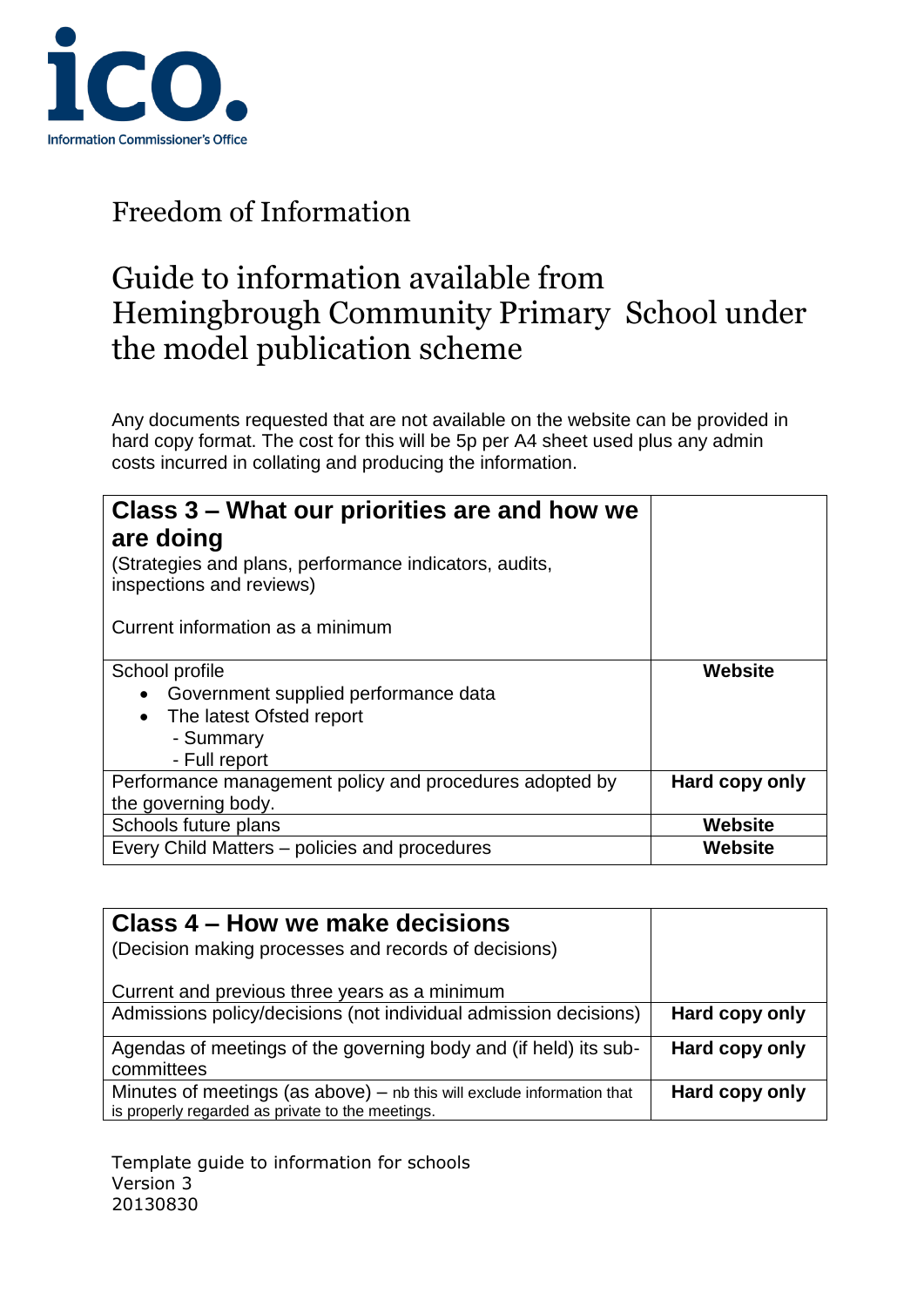Information Commissioner's Office

# Freedom of Information

# Guide to information available from Hemingbrough Community Primary School under the model publication scheme

Any documents requested that are not available on the website can be provided in hard copy format. The cost for this will be 5p per A4 sheet used plus any admin costs incurred in collating and producing the information.

| **Class 3 – What our priorities are and how we are doing**<br>(Strategies and plans, performance indicators, audits, inspections and reviews)<br><br>Current information as a minimum | |
|---|---|
| School profile<br>• Government supplied performance data<br>• The latest Ofsted report<br>- Summary<br>- Full report | **Website** |
| Performance management policy and procedures adopted by the governing body. | **Hard copy only** |
| Schools future plans | **Website** |
| Every Child Matters – policies and procedures | **Website** |

| **Class 4 – How we make decisions**<br>(Decision making processes and records of decisions)<br><br>Current and previous three years as a minimum | |
|---|---|
| Admissions policy/decisions (not individual admission decisions) | **Hard copy only** |
| Agendas of meetings of the governing body and (if held) its sub-committees | **Hard copy only** |
| Minutes of meetings (as above) – nb this will exclude information that is properly regarded as private to the meetings. | **Hard copy only** |

Template guide to information for schools
Version 3
20130830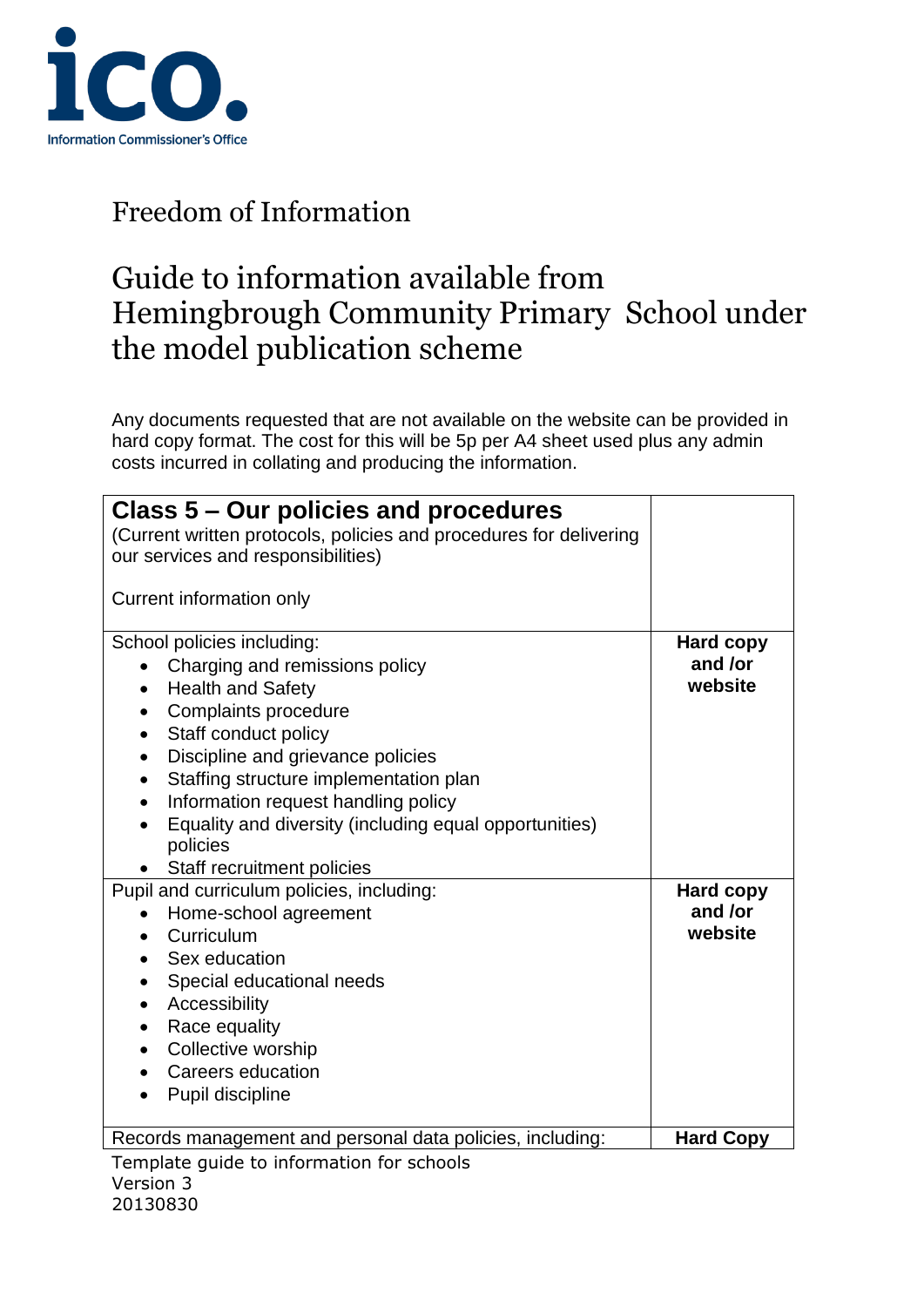ico.
Information Commissioner's Office

# Freedom of Information

# Guide to information available from Hemingbrough Community Primary School under the model publication scheme

Any documents requested that are not available on the website can be provided in hard copy format. The cost for this will be 5p per A4 sheet used plus any admin costs incurred in collating and producing the information.

| **Class 5 – Our policies and procedures**<br>(Current written protocols, policies and procedures for delivering our services and responsibilities)<br><br>Current information only | |
|---|---|
| School policies including:<br>• Charging and remissions policy<br>• Health and Safety<br>• Complaints procedure<br>• Staff conduct policy<br>• Discipline and grievance policies<br>• Staffing structure implementation plan<br>• Information request handling policy<br>• Equality and diversity (including equal opportunities) policies<br>• Staff recruitment policies | **Hard copy and /or website** |
| Pupil and curriculum policies, including:<br>• Home-school agreement<br>• Curriculum<br>• Sex education<br>• Special educational needs<br>• Accessibility<br>• Race equality<br>• Collective worship<br>• Careers education<br>• Pupil discipline | **Hard copy and /or website** |
| Records management and personal data policies, including: | **Hard Copy** |

Template guide to information for schools
Version 3
20130830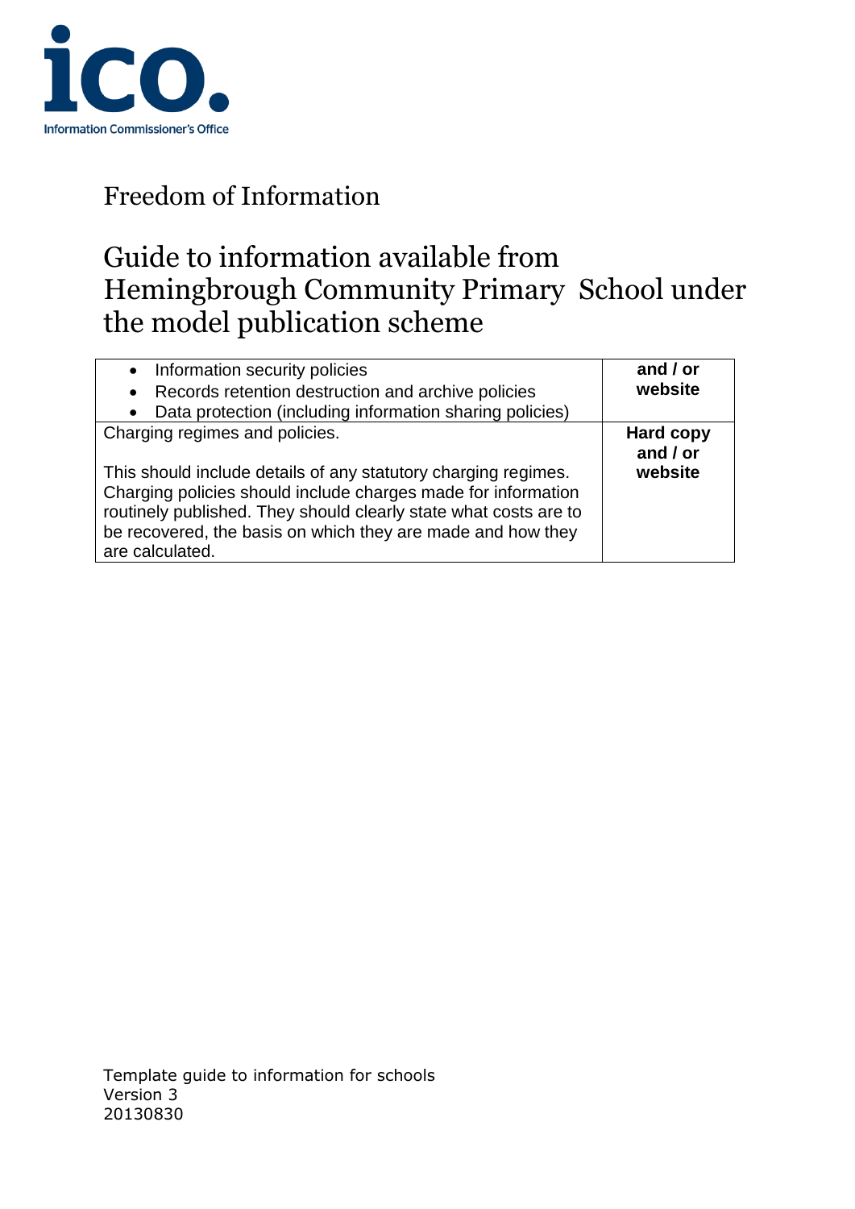Freedom of Information

# Guide to information available from Hemingbrough Community Primary School under the model publication scheme

| | |
|---|---|
| • Information security policies<br>• Records retention destruction and archive policies<br>• Data protection (including information sharing policies) | **and / or website** |
| Charging regimes and policies.<br><br>This should include details of any statutory charging regimes. Charging policies should include charges made for information routinely published. They should clearly state what costs are to be recovered, the basis on which they are made and how they are calculated. | **Hard copy and / or website** |

Template guide to information for schools
Version 3
20130830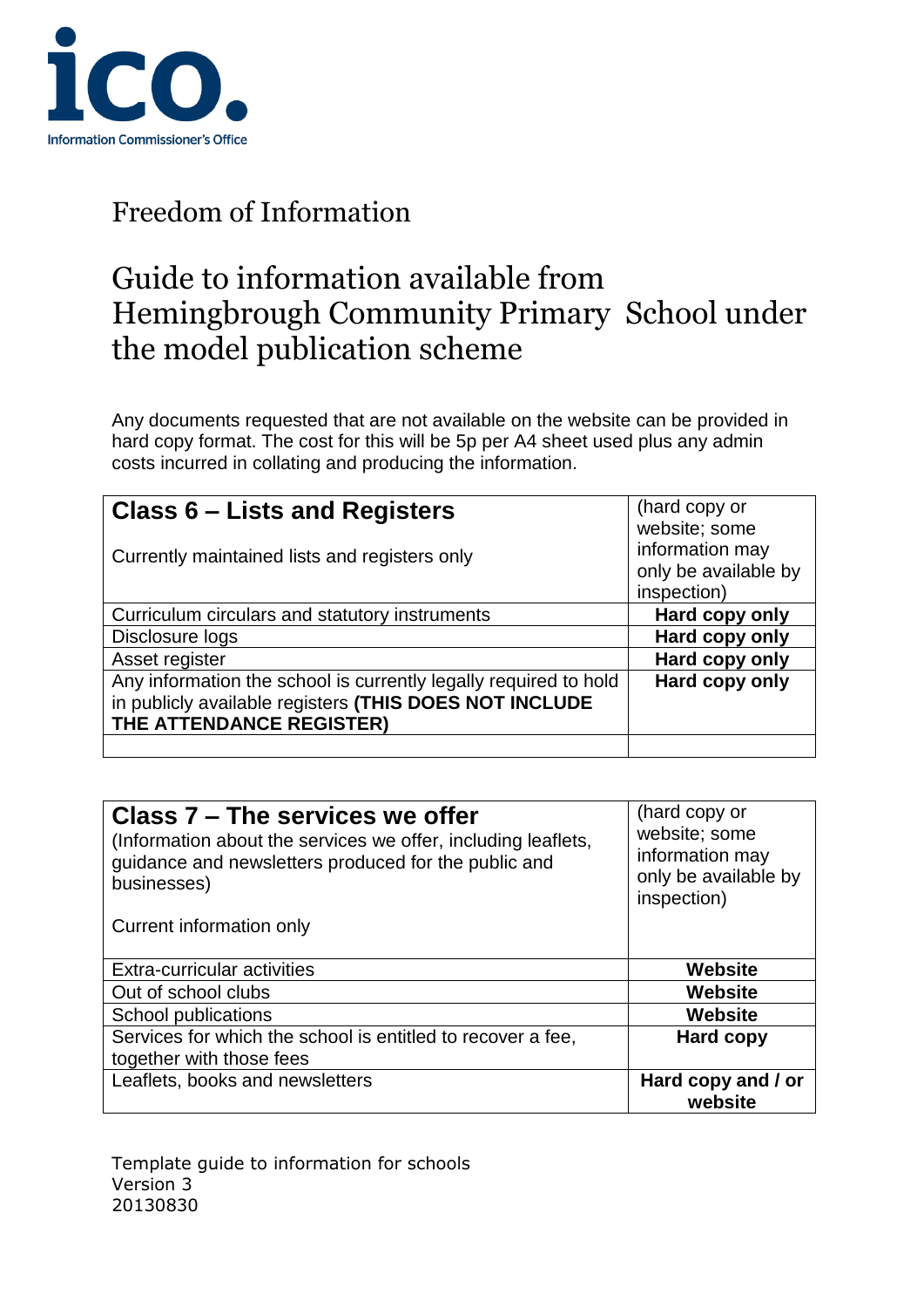Freedom of Information

# Guide to information available from Hemingbrough Community Primary School under the model publication scheme

Any documents requested that are not available on the website can be provided in hard copy format. The cost for this will be 5p per A4 sheet used plus any admin costs incurred in collating and producing the information.

| **Class 6 – Lists and Registers**<br><br>Currently maintained lists and registers only | (hard copy or website; some information may only be available by inspection) |
|---|---|
| Curriculum circulars and statutory instruments | **Hard copy only** |
| Disclosure logs | **Hard copy only** |
| Asset register | **Hard copy only** |
| Any information the school is currently legally required to hold in publicly available registers **(THIS DOES NOT INCLUDE THE ATTENDANCE REGISTER)** | **Hard copy only** |
| | |

| **Class 7 – The services we offer**<br>(Information about the services we offer, including leaflets, guidance and newsletters produced for the public and businesses)<br><br>Current information only | (hard copy or website; some information may only be available by inspection) |
|---|---|
| Extra-curricular activities | **Website** |
| Out of school clubs | **Website** |
| School publications | **Website** |
| Services for which the school is entitled to recover a fee, together with those fees | **Hard copy** |
| Leaflets, books and newsletters | **Hard copy and / or website** |

Template guide to information for schools
Version 3
20130830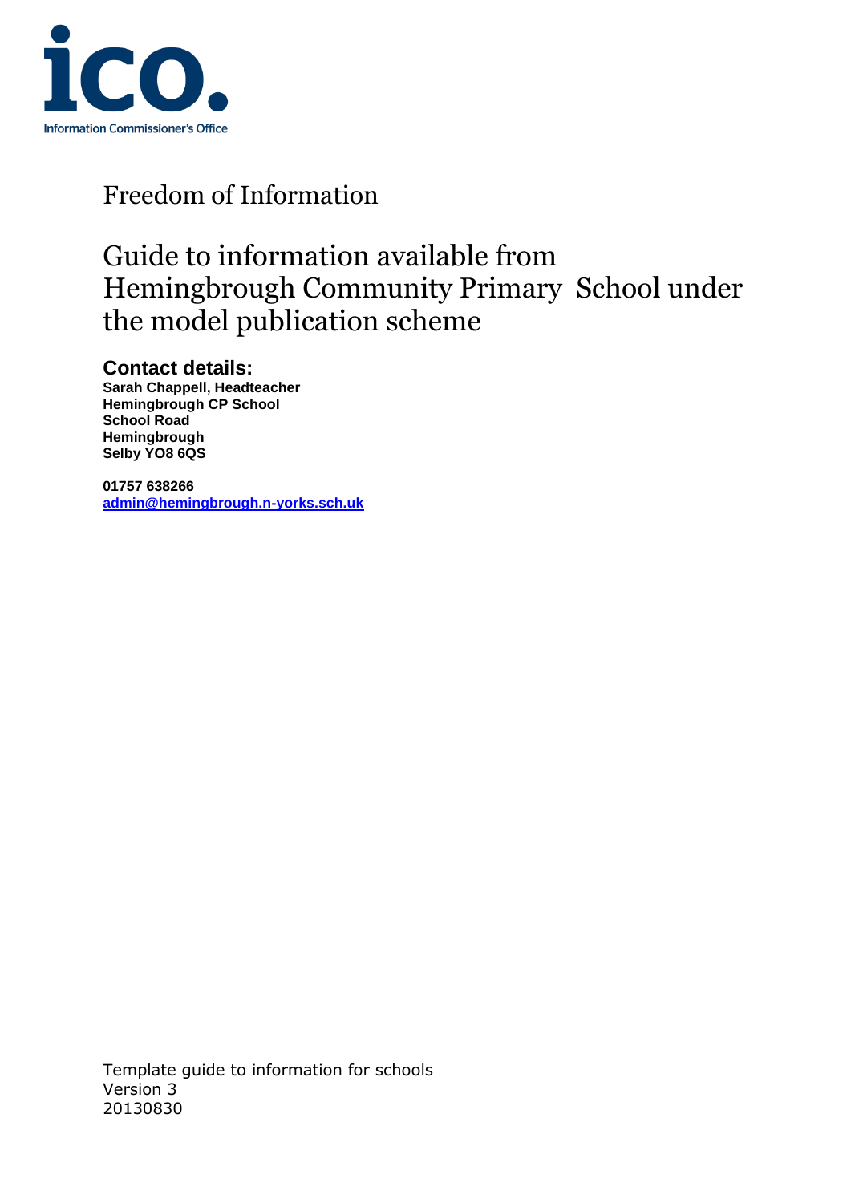ico.

Information Commissioner's Office

# Freedom of Information

# Guide to information available from Hemingbrough Community Primary School under the model publication scheme

## Contact details:

**Sarah Chappell, Headteacher**
**Hemingbrough CP School**
**School Road**
**Hemingbrough**
**Selby YO8 6QS**

**01757 638266**
**admin@hemingbrough.n-yorks.sch.uk**

Template guide to information for schools
Version 3
20130830